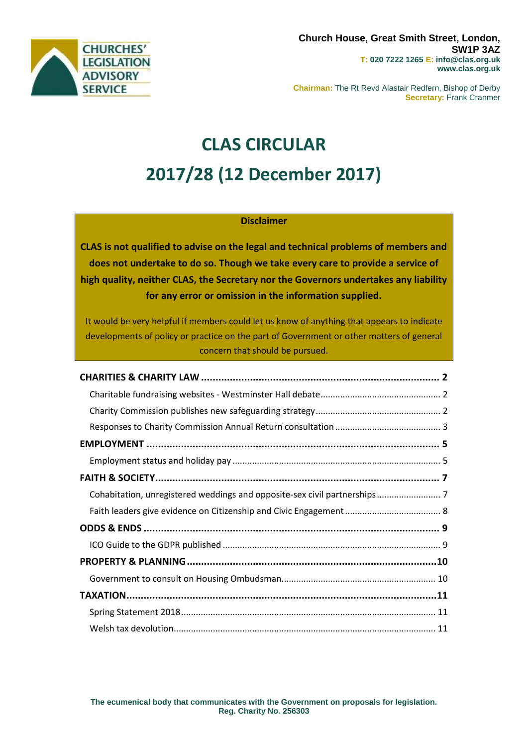CHURCHES' LEGISLATION ADVISORY SERVICE

**Church House, Great Smith Street, London, SW1P 3AZ**
**T: 020 7222 1265 E: info@clas.org.uk**
**www.clas.org.uk**

**Chairman:** The Rt Revd Alastair Redfern, Bishop of Derby
**Secretary:** Frank Cranmer

# CLAS CIRCULAR
# 2017/28 (12 December 2017)

**Disclaimer**

**CLAS is not qualified to advise on the legal and technical problems of members and does not undertake to do so. Though we take every care to provide a service of high quality, neither CLAS, the Secretary nor the Governors undertakes any liability for any error or omission in the information supplied.**

It would be very helpful if members could let us know of anything that appears to indicate developments of policy or practice on the part of Government or other matters of general concern that should be pursued.

**CHARITIES & CHARITY LAW** .......... **2**
- Charitable fundraising websites - Westminster Hall debate .......... 2
- Charity Commission publishes new safeguarding strategy .......... 2
- Responses to Charity Commission Annual Return consultation .......... 3

**EMPLOYMENT** .......... **5**
- Employment status and holiday pay .......... 5

**FAITH & SOCIETY** .......... **7**
- Cohabitation, unregistered weddings and opposite-sex civil partnerships .......... 7
- Faith leaders give evidence on Citizenship and Civic Engagement .......... 8

**ODDS & ENDS** .......... **9**
- ICO Guide to the GDPR published .......... 9

**PROPERTY & PLANNING** .......... **10**
- Government to consult on Housing Ombudsman .......... 10

**TAXATION** .......... **11**
- Spring Statement 2018 .......... 11
- Welsh tax devolution .......... 11

**The ecumenical body that communicates with the Government on proposals for legislation.**
**Reg. Charity No. 256303**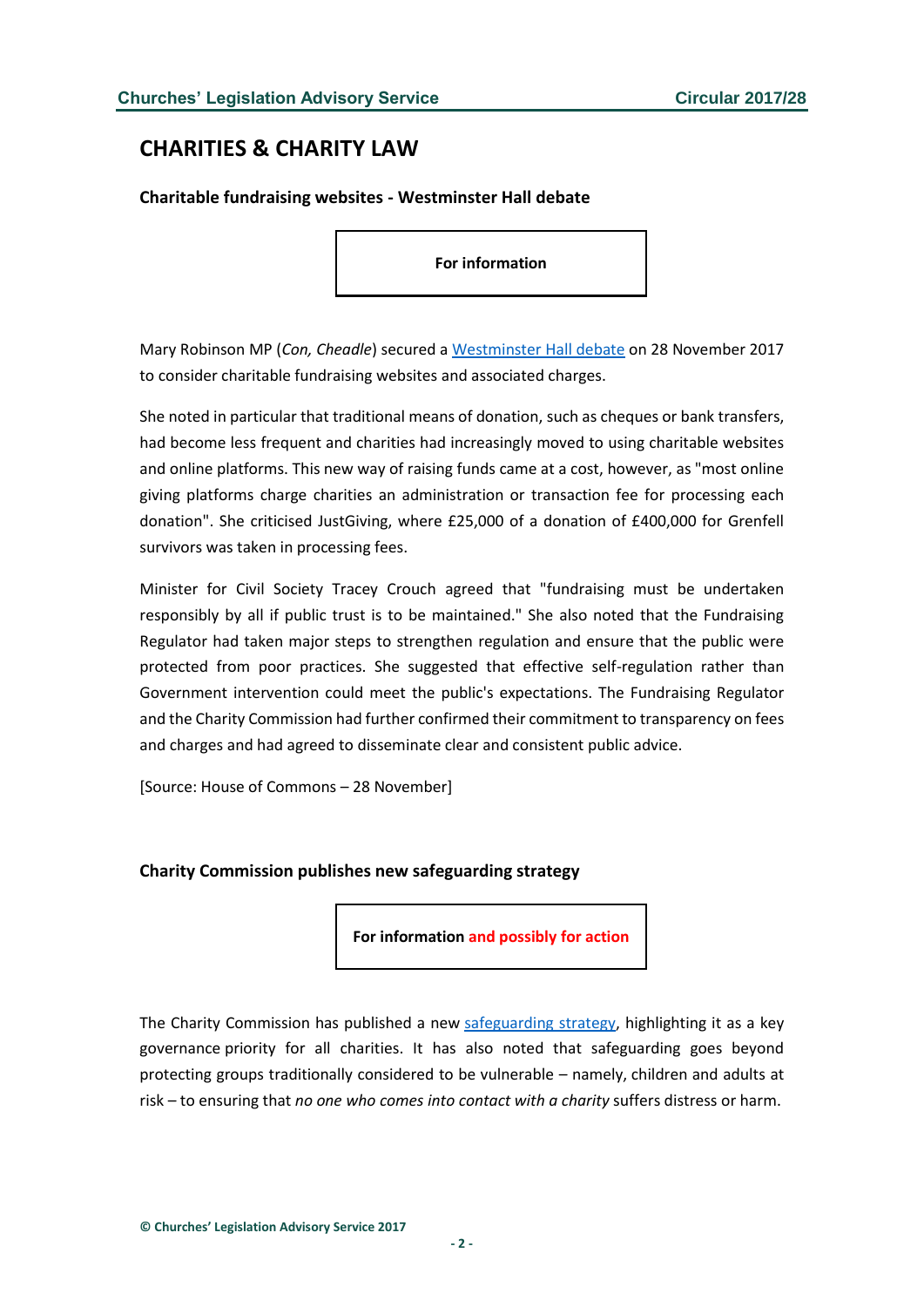# CHARITIES & CHARITY LAW

### Charitable fundraising websites - Westminster Hall debate

**For information**

Mary Robinson MP (*Con, Cheadle*) secured a Westminster Hall debate on 28 November 2017 to consider charitable fundraising websites and associated charges.

She noted in particular that traditional means of donation, such as cheques or bank transfers, had become less frequent and charities had increasingly moved to using charitable websites and online platforms. This new way of raising funds came at a cost, however, as "most online giving platforms charge charities an administration or transaction fee for processing each donation". She criticised JustGiving, where £25,000 of a donation of £400,000 for Grenfell survivors was taken in processing fees.

Minister for Civil Society Tracey Crouch agreed that "fundraising must be undertaken responsibly by all if public trust is to be maintained." She also noted that the Fundraising Regulator had taken major steps to strengthen regulation and ensure that the public were protected from poor practices. She suggested that effective self-regulation rather than Government intervention could meet the public's expectations. The Fundraising Regulator and the Charity Commission had further confirmed their commitment to transparency on fees and charges and had agreed to disseminate clear and consistent public advice.

[Source: House of Commons – 28 November]

### Charity Commission publishes new safeguarding strategy

**For information and possibly for action**

The Charity Commission has published a new safeguarding strategy, highlighting it as a key governance priority for all charities. It has also noted that safeguarding goes beyond protecting groups traditionally considered to be vulnerable – namely, children and adults at risk – to ensuring that *no one who comes into contact with a charity* suffers distress or harm.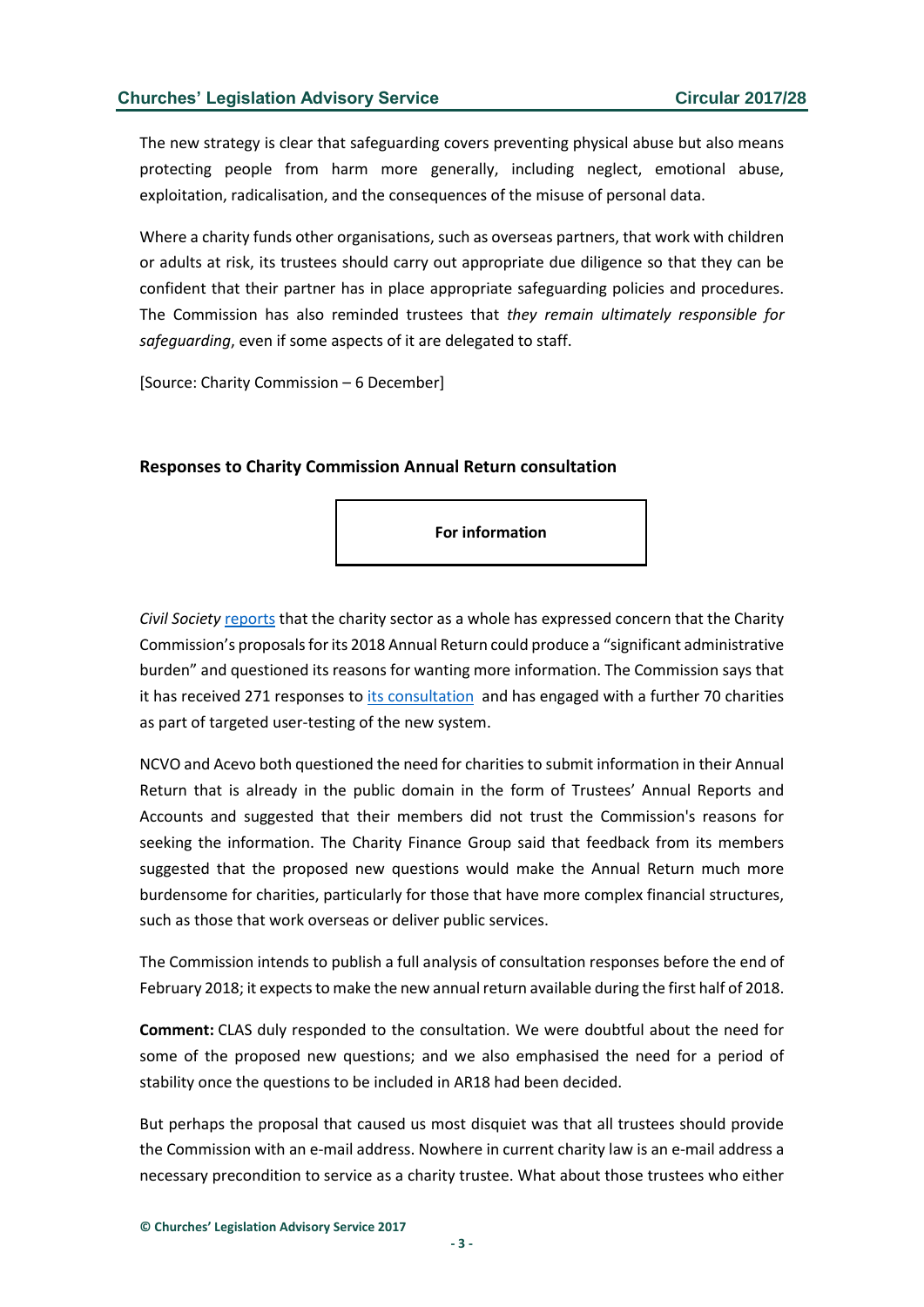The new strategy is clear that safeguarding covers preventing physical abuse but also means protecting people from harm more generally, including neglect, emotional abuse, exploitation, radicalisation, and the consequences of the misuse of personal data.

Where a charity funds other organisations, such as overseas partners, that work with children or adults at risk, its trustees should carry out appropriate due diligence so that they can be confident that their partner has in place appropriate safeguarding policies and procedures. The Commission has also reminded trustees that *they remain ultimately responsible for safeguarding*, even if some aspects of it are delegated to staff.

[Source: Charity Commission – 6 December]

### Responses to Charity Commission Annual Return consultation

**For information**

*Civil Society* reports that the charity sector as a whole has expressed concern that the Charity Commission's proposals for its 2018 Annual Return could produce a "significant administrative burden" and questioned its reasons for wanting more information. The Commission says that it has received 271 responses to its consultation and has engaged with a further 70 charities as part of targeted user-testing of the new system.

NCVO and Acevo both questioned the need for charities to submit information in their Annual Return that is already in the public domain in the form of Trustees' Annual Reports and Accounts and suggested that their members did not trust the Commission's reasons for seeking the information. The Charity Finance Group said that feedback from its members suggested that the proposed new questions would make the Annual Return much more burdensome for charities, particularly for those that have more complex financial structures, such as those that work overseas or deliver public services.

The Commission intends to publish a full analysis of consultation responses before the end of February 2018; it expects to make the new annual return available during the first half of 2018.

**Comment:** CLAS duly responded to the consultation. We were doubtful about the need for some of the proposed new questions; and we also emphasised the need for a period of stability once the questions to be included in AR18 had been decided.

But perhaps the proposal that caused us most disquiet was that all trustees should provide the Commission with an e-mail address. Nowhere in current charity law is an e-mail address a necessary precondition to service as a charity trustee. What about those trustees who either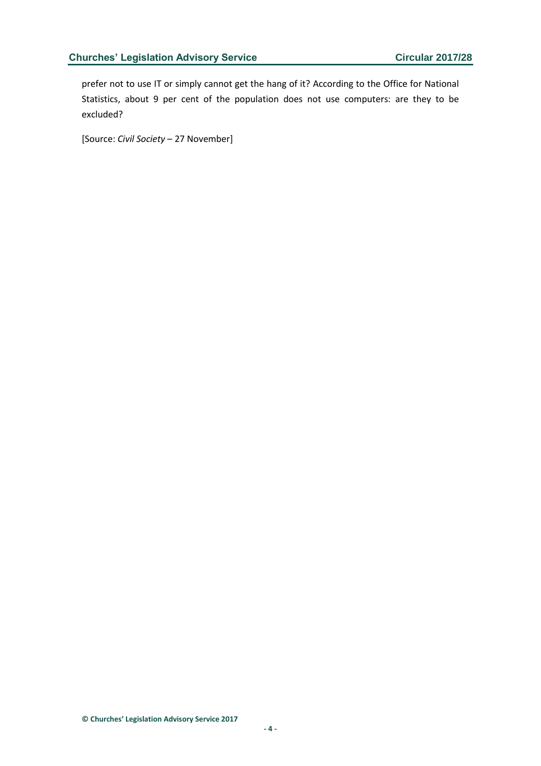prefer not to use IT or simply cannot get the hang of it? According to the Office for National Statistics, about 9 per cent of the population does not use computers: are they to be excluded?

[Source: *Civil Society* – 27 November]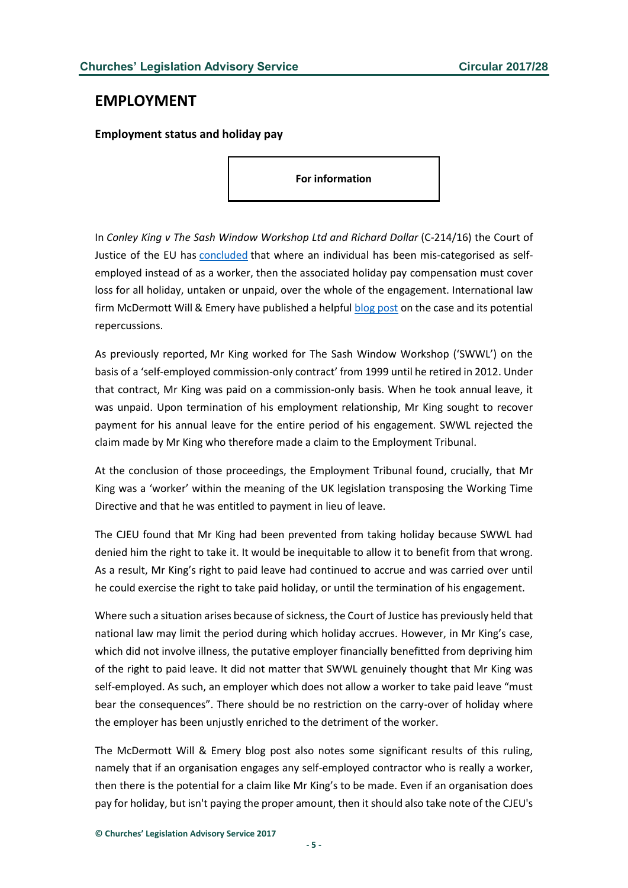# EMPLOYMENT

### Employment status and holiday pay

**For information**

In *Conley King v The Sash Window Workshop Ltd and Richard Dollar* (C-214/16) the Court of Justice of the EU has concluded that where an individual has been mis-categorised as self-employed instead of as a worker, then the associated holiday pay compensation must cover loss for all holiday, untaken or unpaid, over the whole of the engagement. International law firm McDermott Will & Emery have published a helpful blog post on the case and its potential repercussions.

As previously reported, Mr King worked for The Sash Window Workshop ('SWWL') on the basis of a 'self-employed commission-only contract' from 1999 until he retired in 2012. Under that contract, Mr King was paid on a commission-only basis. When he took annual leave, it was unpaid. Upon termination of his employment relationship, Mr King sought to recover payment for his annual leave for the entire period of his engagement. SWWL rejected the claim made by Mr King who therefore made a claim to the Employment Tribunal.

At the conclusion of those proceedings, the Employment Tribunal found, crucially, that Mr King was a 'worker' within the meaning of the UK legislation transposing the Working Time Directive and that he was entitled to payment in lieu of leave.

The CJEU found that Mr King had been prevented from taking holiday because SWWL had denied him the right to take it. It would be inequitable to allow it to benefit from that wrong. As a result, Mr King's right to paid leave had continued to accrue and was carried over until he could exercise the right to take paid holiday, or until the termination of his engagement.

Where such a situation arises because of sickness, the Court of Justice has previously held that national law may limit the period during which holiday accrues. However, in Mr King's case, which did not involve illness, the putative employer financially benefitted from depriving him of the right to paid leave. It did not matter that SWWL genuinely thought that Mr King was self-employed. As such, an employer which does not allow a worker to take paid leave "must bear the consequences". There should be no restriction on the carry-over of holiday where the employer has been unjustly enriched to the detriment of the worker.

The McDermott Will & Emery blog post also notes some significant results of this ruling, namely that if an organisation engages any self-employed contractor who is really a worker, then there is the potential for a claim like Mr King's to be made. Even if an organisation does pay for holiday, but isn't paying the proper amount, then it should also take note of the CJEU's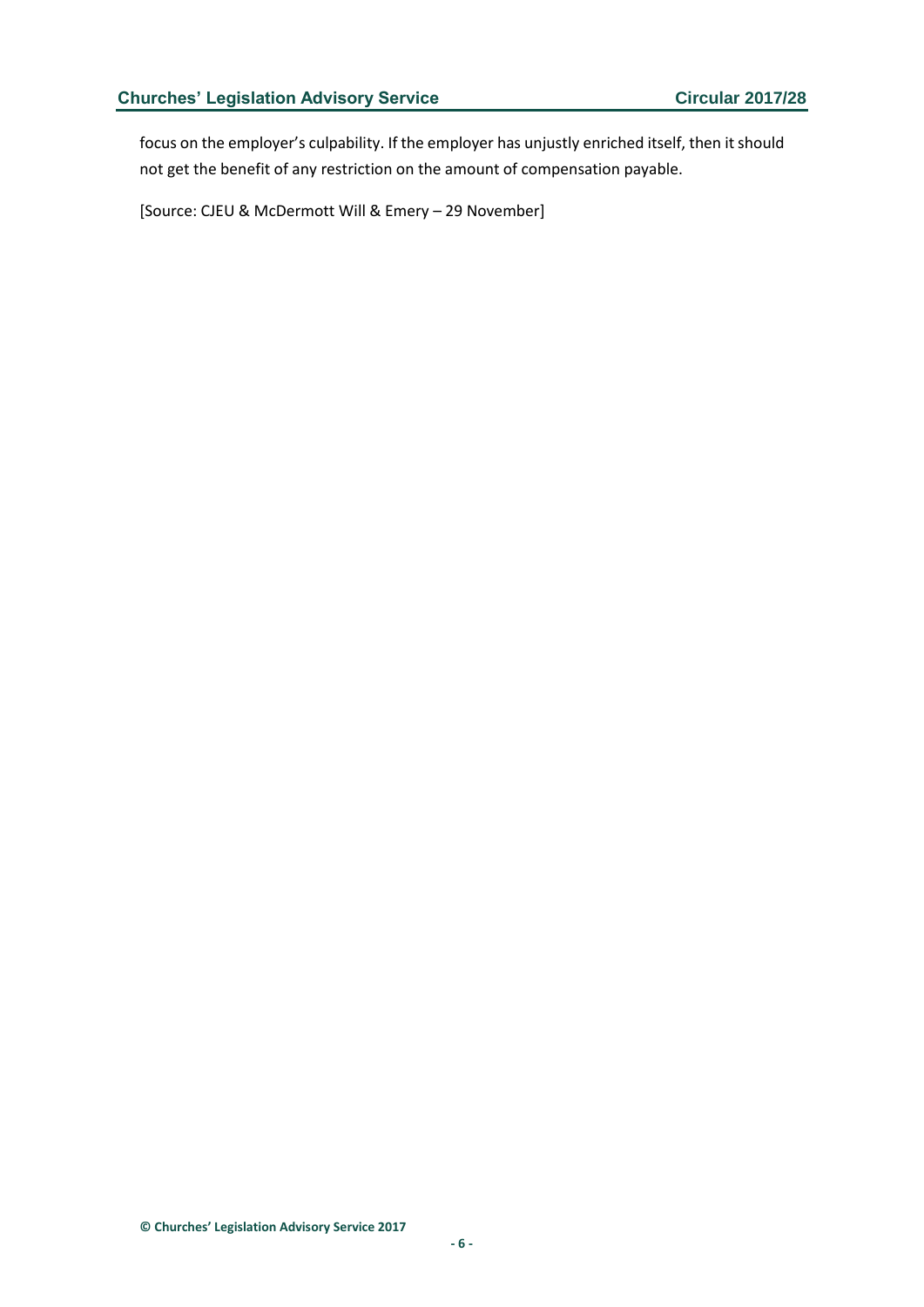focus on the employer's culpability. If the employer has unjustly enriched itself, then it should not get the benefit of any restriction on the amount of compensation payable.

[Source: CJEU & McDermott Will & Emery – 29 November]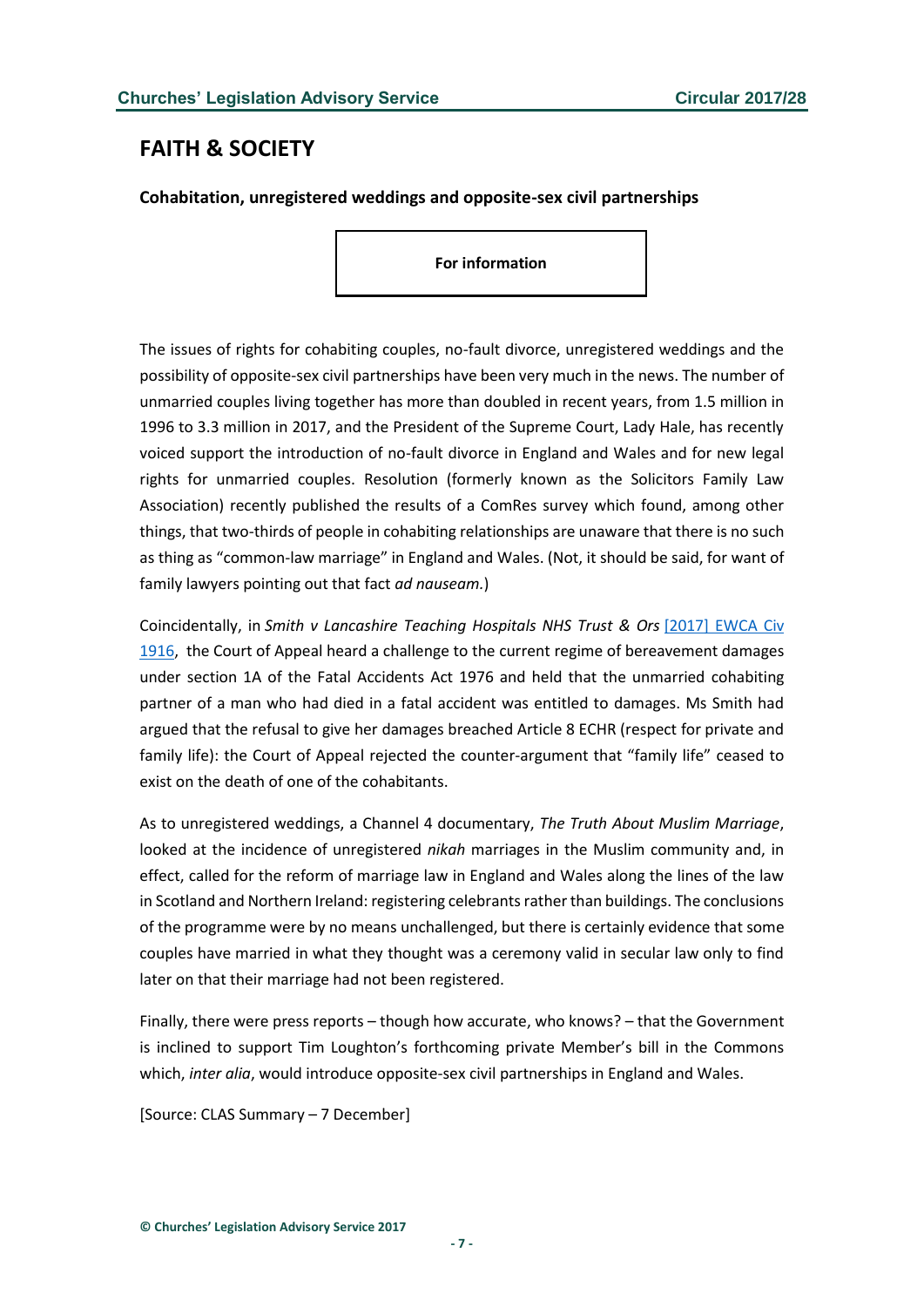## FAITH & SOCIETY

**Cohabitation, unregistered weddings and opposite-sex civil partnerships**

**For information**

The issues of rights for cohabiting couples, no-fault divorce, unregistered weddings and the possibility of opposite-sex civil partnerships have been very much in the news. The number of unmarried couples living together has more than doubled in recent years, from 1.5 million in 1996 to 3.3 million in 2017, and the President of the Supreme Court, Lady Hale, has recently voiced support the introduction of no-fault divorce in England and Wales and for new legal rights for unmarried couples. Resolution (formerly known as the Solicitors Family Law Association) recently published the results of a ComRes survey which found, among other things, that two-thirds of people in cohabiting relationships are unaware that there is no such as thing as "common-law marriage" in England and Wales. (Not, it should be said, for want of family lawyers pointing out that fact *ad nauseam.*)

Coincidentally, in *Smith v Lancashire Teaching Hospitals NHS Trust & Ors* [2017] EWCA Civ 1916, the Court of Appeal heard a challenge to the current regime of bereavement damages under section 1A of the Fatal Accidents Act 1976 and held that the unmarried cohabiting partner of a man who had died in a fatal accident was entitled to damages. Ms Smith had argued that the refusal to give her damages breached Article 8 ECHR (respect for private and family life): the Court of Appeal rejected the counter-argument that "family life" ceased to exist on the death of one of the cohabitants.

As to unregistered weddings, a Channel 4 documentary, *The Truth About Muslim Marriage*, looked at the incidence of unregistered *nikah* marriages in the Muslim community and, in effect, called for the reform of marriage law in England and Wales along the lines of the law in Scotland and Northern Ireland: registering celebrants rather than buildings. The conclusions of the programme were by no means unchallenged, but there is certainly evidence that some couples have married in what they thought was a ceremony valid in secular law only to find later on that their marriage had not been registered.

Finally, there were press reports – though how accurate, who knows? – that the Government is inclined to support Tim Loughton's forthcoming private Member's bill in the Commons which, *inter alia*, would introduce opposite-sex civil partnerships in England and Wales.

[Source: CLAS Summary – 7 December]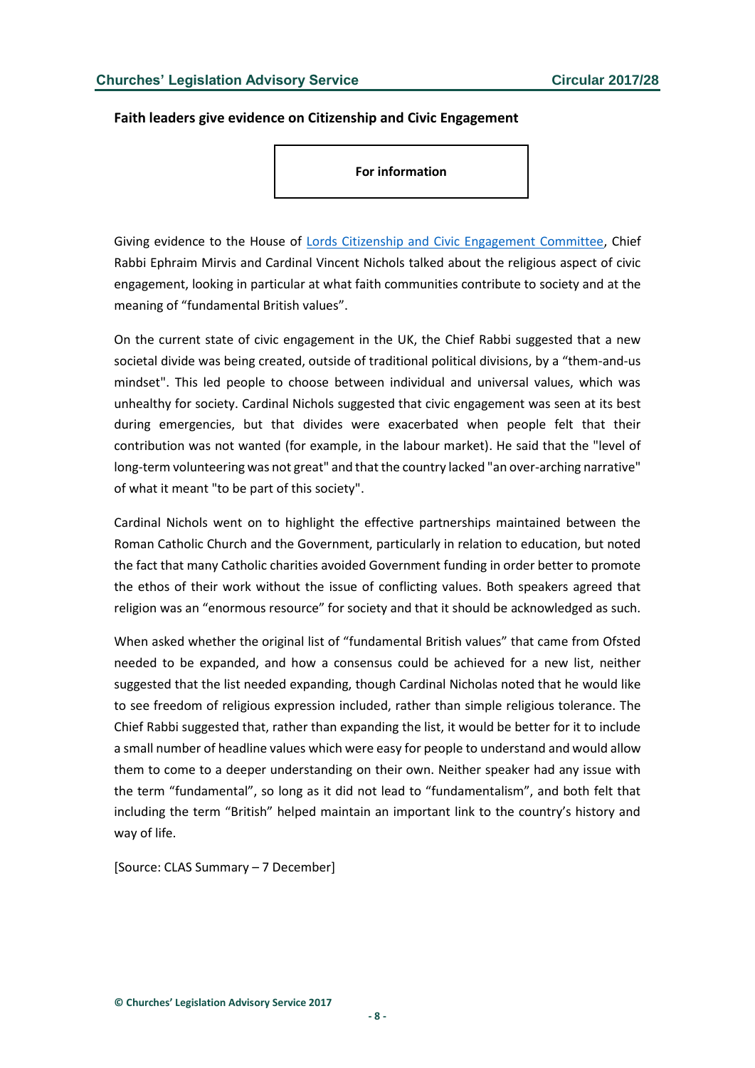### Faith leaders give evidence on Citizenship and Civic Engagement

**For information**

Giving evidence to the House of [Lords Citizenship and Civic Engagement Committee](), Chief Rabbi Ephraim Mirvis and Cardinal Vincent Nichols talked about the religious aspect of civic engagement, looking in particular at what faith communities contribute to society and at the meaning of "fundamental British values".

On the current state of civic engagement in the UK, the Chief Rabbi suggested that a new societal divide was being created, outside of traditional political divisions, by a "them-and-us mindset". This led people to choose between individual and universal values, which was unhealthy for society. Cardinal Nichols suggested that civic engagement was seen at its best during emergencies, but that divides were exacerbated when people felt that their contribution was not wanted (for example, in the labour market). He said that the "level of long-term volunteering was not great" and that the country lacked "an over-arching narrative" of what it meant "to be part of this society".

Cardinal Nichols went on to highlight the effective partnerships maintained between the Roman Catholic Church and the Government, particularly in relation to education, but noted the fact that many Catholic charities avoided Government funding in order better to promote the ethos of their work without the issue of conflicting values. Both speakers agreed that religion was an "enormous resource" for society and that it should be acknowledged as such.

When asked whether the original list of "fundamental British values" that came from Ofsted needed to be expanded, and how a consensus could be achieved for a new list, neither suggested that the list needed expanding, though Cardinal Nicholas noted that he would like to see freedom of religious expression included, rather than simple religious tolerance. The Chief Rabbi suggested that, rather than expanding the list, it would be better for it to include a small number of headline values which were easy for people to understand and would allow them to come to a deeper understanding on their own. Neither speaker had any issue with the term "fundamental", so long as it did not lead to "fundamentalism", and both felt that including the term "British" helped maintain an important link to the country's history and way of life.

[Source: CLAS Summary – 7 December]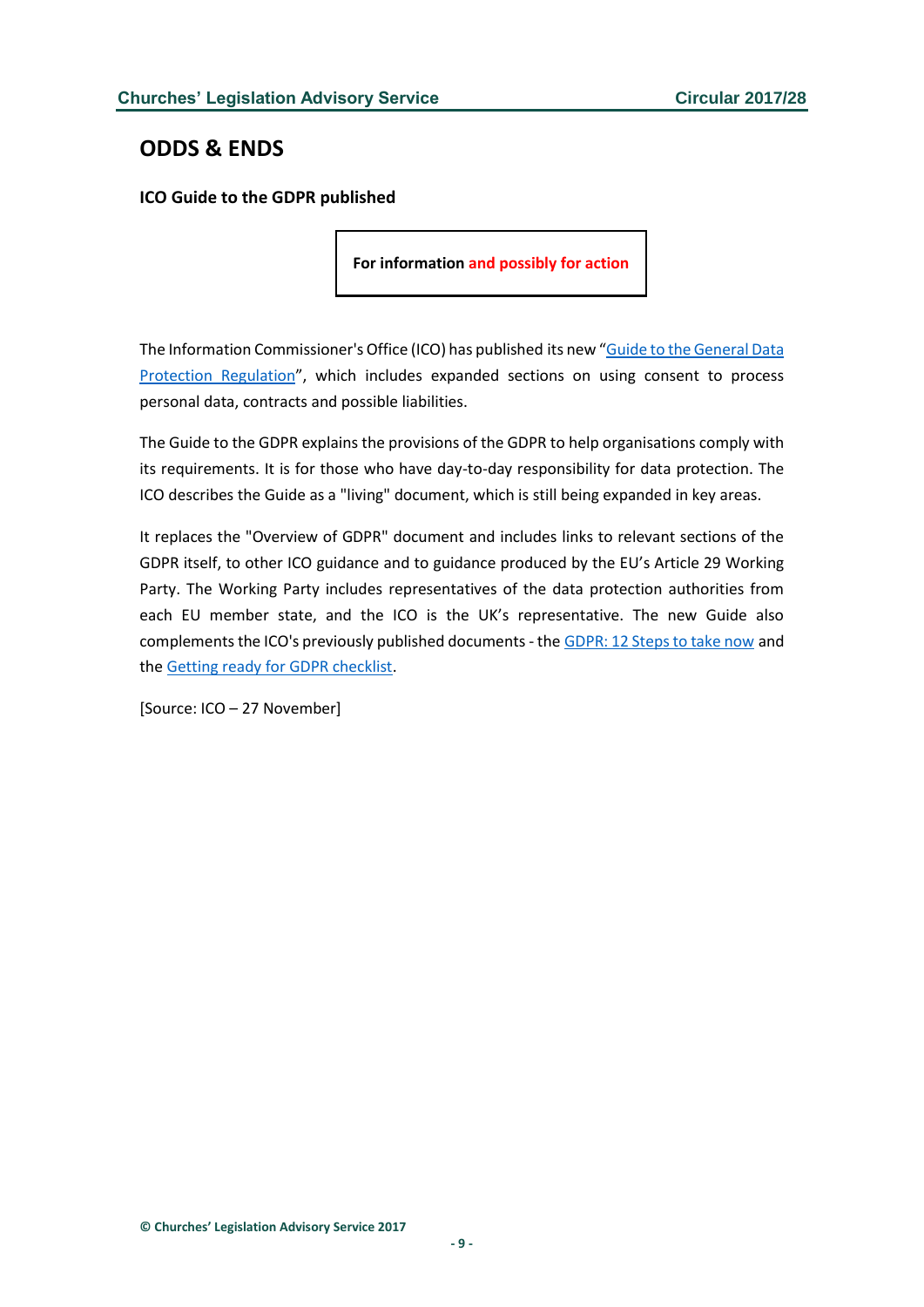## ODDS & ENDS

### ICO Guide to the GDPR published

**For information and possibly for action**

The Information Commissioner's Office (ICO) has published its new "Guide to the General Data Protection Regulation", which includes expanded sections on using consent to process personal data, contracts and possible liabilities.

The Guide to the GDPR explains the provisions of the GDPR to help organisations comply with its requirements. It is for those who have day-to-day responsibility for data protection. The ICO describes the Guide as a "living" document, which is still being expanded in key areas.

It replaces the "Overview of GDPR" document and includes links to relevant sections of the GDPR itself, to other ICO guidance and to guidance produced by the EU's Article 29 Working Party. The Working Party includes representatives of the data protection authorities from each EU member state, and the ICO is the UK's representative. The new Guide also complements the ICO's previously published documents - the GDPR: 12 Steps to take now and the Getting ready for GDPR checklist.

[Source: ICO – 27 November]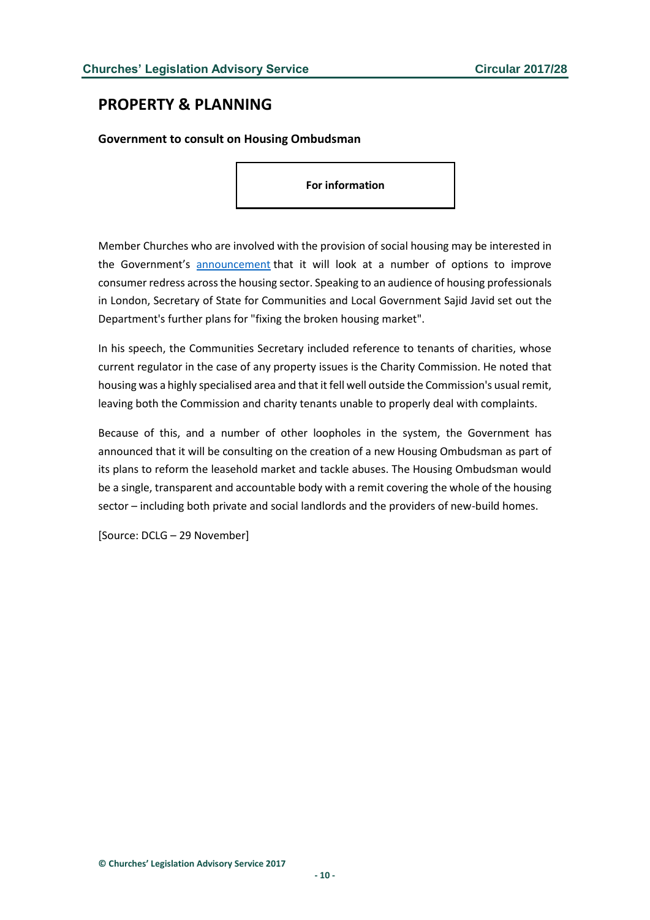## PROPERTY & PLANNING

### Government to consult on Housing Ombudsman

**For information**

Member Churches who are involved with the provision of social housing may be interested in the Government's announcement that it will look at a number of options to improve consumer redress across the housing sector. Speaking to an audience of housing professionals in London, Secretary of State for Communities and Local Government Sajid Javid set out the Department's further plans for "fixing the broken housing market".

In his speech, the Communities Secretary included reference to tenants of charities, whose current regulator in the case of any property issues is the Charity Commission. He noted that housing was a highly specialised area and that it fell well outside the Commission's usual remit, leaving both the Commission and charity tenants unable to properly deal with complaints.

Because of this, and a number of other loopholes in the system, the Government has announced that it will be consulting on the creation of a new Housing Ombudsman as part of its plans to reform the leasehold market and tackle abuses. The Housing Ombudsman would be a single, transparent and accountable body with a remit covering the whole of the housing sector – including both private and social landlords and the providers of new-build homes.

[Source: DCLG – 29 November]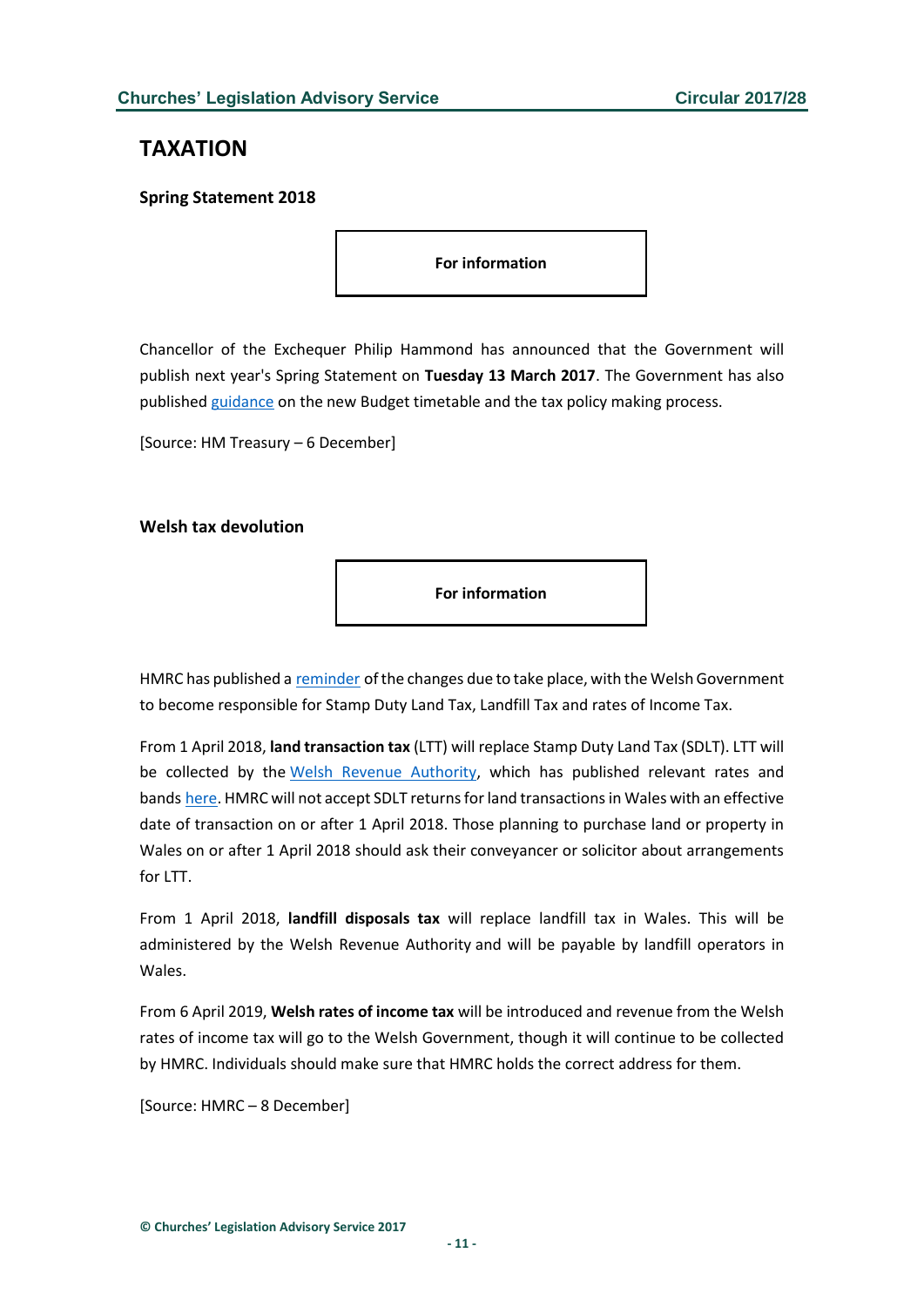# TAXATION

### Spring Statement 2018

**For information**

Chancellor of the Exchequer Philip Hammond has announced that the Government will publish next year's Spring Statement on **Tuesday 13 March 2017**. The Government has also published guidance on the new Budget timetable and the tax policy making process.

[Source: HM Treasury – 6 December]

### Welsh tax devolution

**For information**

HMRC has published a reminder of the changes due to take place, with the Welsh Government to become responsible for Stamp Duty Land Tax, Landfill Tax and rates of Income Tax.

From 1 April 2018, **land transaction tax** (LTT) will replace Stamp Duty Land Tax (SDLT). LTT will be collected by the Welsh Revenue Authority, which has published relevant rates and bands here. HMRC will not accept SDLT returns for land transactions in Wales with an effective date of transaction on or after 1 April 2018. Those planning to purchase land or property in Wales on or after 1 April 2018 should ask their conveyancer or solicitor about arrangements for LTT.

From 1 April 2018, **landfill disposals tax** will replace landfill tax in Wales. This will be administered by the Welsh Revenue Authority and will be payable by landfill operators in Wales.

From 6 April 2019, **Welsh rates of income tax** will be introduced and revenue from the Welsh rates of income tax will go to the Welsh Government, though it will continue to be collected by HMRC. Individuals should make sure that HMRC holds the correct address for them.

[Source: HMRC – 8 December]

**© Churches' Legislation Advisory Service 2017**